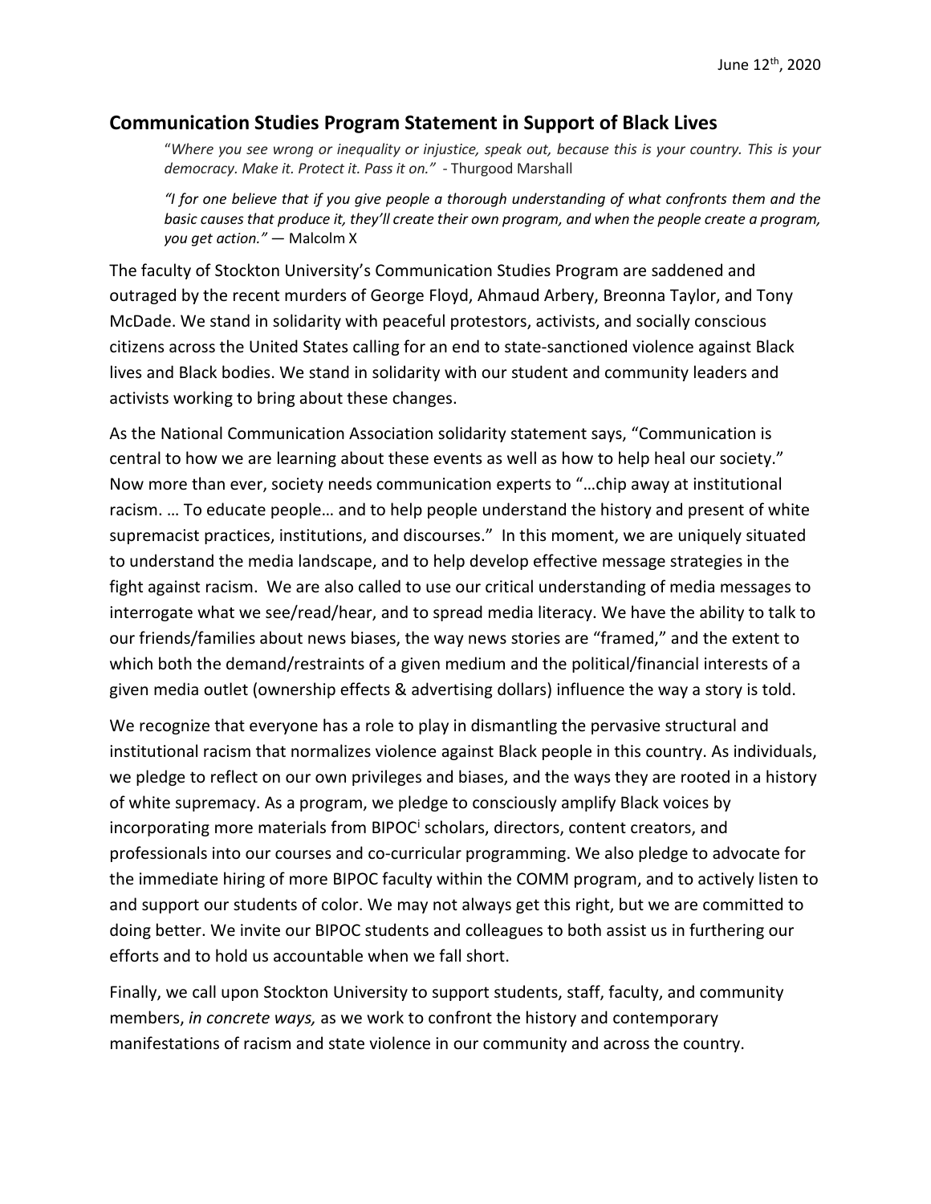June 12th, 2020

## Communication Studies Program Statement in Support of Black Lives

> "*Where you see wrong or inequality or injustice, speak out, because this is your country. This is your democracy. Make it. Protect it. Pass it on.*" - Thurgood Marshall
>
> *"I for one believe that if you give people a thorough understanding of what confronts them and the basic causes that produce it, they'll create their own program, and when the people create a program, you get action."* — Malcolm X

The faculty of Stockton University's Communication Studies Program are saddened and outraged by the recent murders of George Floyd, Ahmaud Arbery, Breonna Taylor, and Tony McDade. We stand in solidarity with peaceful protestors, activists, and socially conscious citizens across the United States calling for an end to state-sanctioned violence against Black lives and Black bodies. We stand in solidarity with our student and community leaders and activists working to bring about these changes.

As the National Communication Association solidarity statement says, "Communication is central to how we are learning about these events as well as how to help heal our society." Now more than ever, society needs communication experts to "…chip away at institutional racism. … To educate people… and to help people understand the history and present of white supremacist practices, institutions, and discourses." In this moment, we are uniquely situated to understand the media landscape, and to help develop effective message strategies in the fight against racism. We are also called to use our critical understanding of media messages to interrogate what we see/read/hear, and to spread media literacy. We have the ability to talk to our friends/families about news biases, the way news stories are "framed," and the extent to which both the demand/restraints of a given medium and the political/financial interests of a given media outlet (ownership effects & advertising dollars) influence the way a story is told.

We recognize that everyone has a role to play in dismantling the pervasive structural and institutional racism that normalizes violence against Black people in this country. As individuals, we pledge to reflect on our own privileges and biases, and the ways they are rooted in a history of white supremacy. As a program, we pledge to consciously amplify Black voices by incorporating more materials from BIPOC[i] scholars, directors, content creators, and professionals into our courses and co-curricular programming. We also pledge to advocate for the immediate hiring of more BIPOC faculty within the COMM program, and to actively listen to and support our students of color. We may not always get this right, but we are committed to doing better. We invite our BIPOC students and colleagues to both assist us in furthering our efforts and to hold us accountable when we fall short.

Finally, we call upon Stockton University to support students, staff, faculty, and community members, *in concrete ways,* as we work to confront the history and contemporary manifestations of racism and state violence in our community and across the country.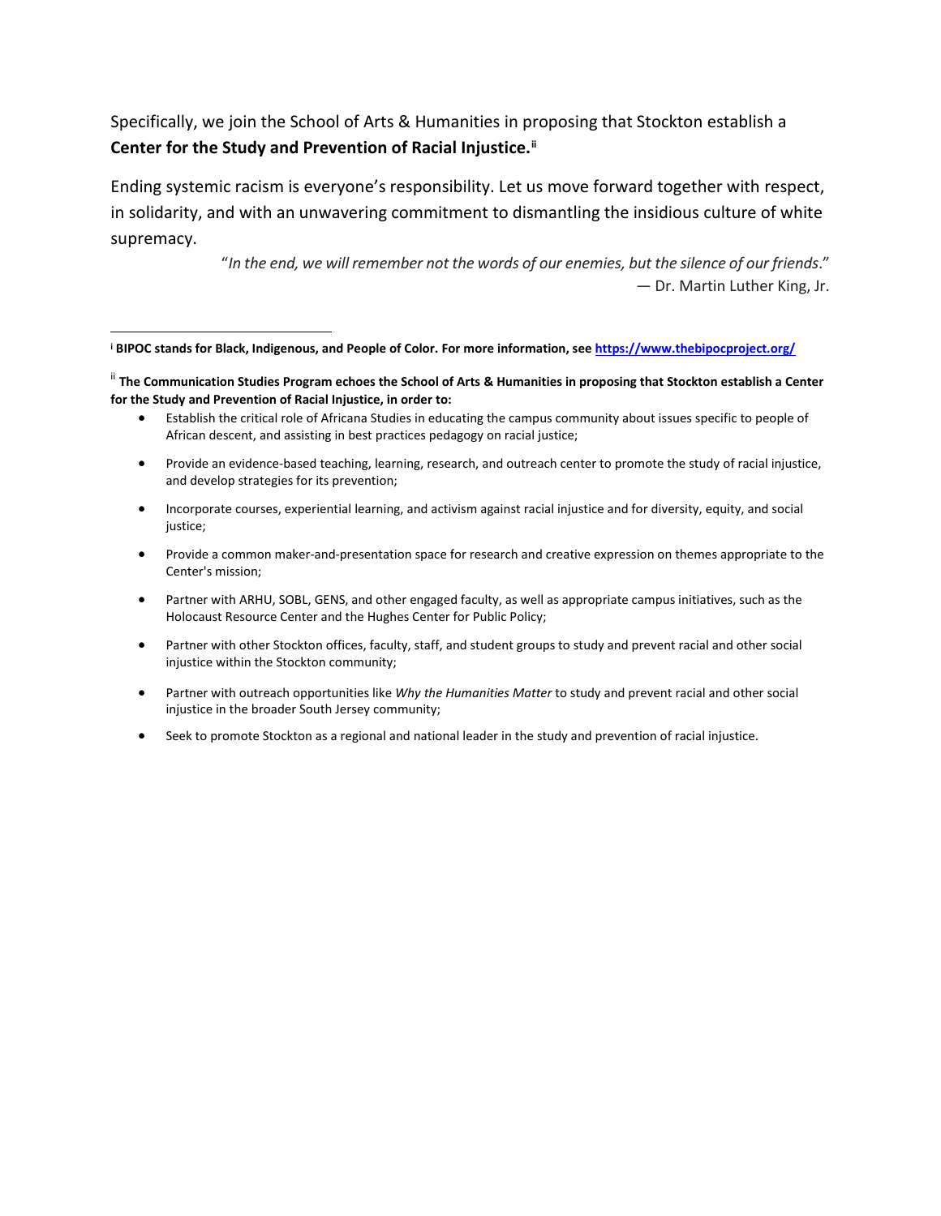Specifically, we join the School of Arts & Humanities in proposing that Stockton establish a **Center for the Study and Prevention of Racial Injustice.**[ii]

Ending systemic racism is everyone's responsibility. Let us move forward together with respect, in solidarity, and with an unwavering commitment to dismantling the insidious culture of white supremacy.

"*In the end, we will remember not the words of our enemies, but the silence of our friends*."
— Dr. Martin Luther King, Jr.

---

[i] **BIPOC stands for Black, Indigenous, and People of Color. For more information, see https://www.thebipocproject.org/**

[ii] **The Communication Studies Program echoes the School of Arts & Humanities in proposing that Stockton establish a Center for the Study and Prevention of Racial Injustice, in order to:**

- Establish the critical role of Africana Studies in educating the campus community about issues specific to people of African descent, and assisting in best practices pedagogy on racial justice;
- Provide an evidence-based teaching, learning, research, and outreach center to promote the study of racial injustice, and develop strategies for its prevention;
- Incorporate courses, experiential learning, and activism against racial injustice and for diversity, equity, and social justice;
- Provide a common maker-and-presentation space for research and creative expression on themes appropriate to the Center's mission;
- Partner with ARHU, SOBL, GENS, and other engaged faculty, as well as appropriate campus initiatives, such as the Holocaust Resource Center and the Hughes Center for Public Policy;
- Partner with other Stockton offices, faculty, staff, and student groups to study and prevent racial and other social injustice within the Stockton community;
- Partner with outreach opportunities like *Why the Humanities Matter* to study and prevent racial and other social injustice in the broader South Jersey community;
- Seek to promote Stockton as a regional and national leader in the study and prevention of racial injustice.